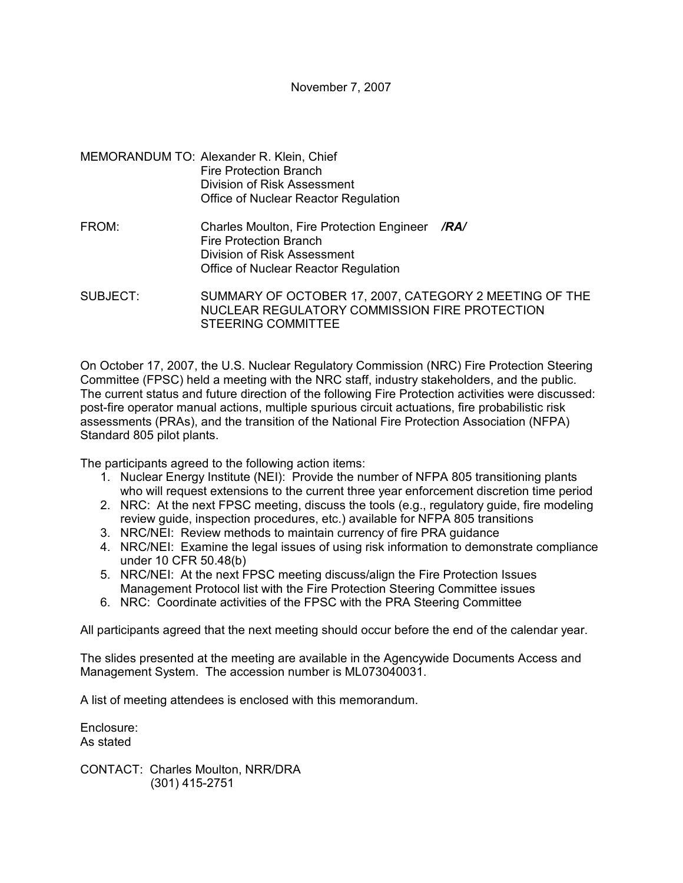November 7, 2007

MEMORANDUM TO: Alexander R. Klein, Chief
Fire Protection Branch
Division of Risk Assessment
Office of Nuclear Reactor Regulation

FROM: Charles Moulton, Fire Protection Engineer ***/RA/***
Fire Protection Branch
Division of Risk Assessment
Office of Nuclear Reactor Regulation

SUBJECT: SUMMARY OF OCTOBER 17, 2007, CATEGORY 2 MEETING OF THE NUCLEAR REGULATORY COMMISSION FIRE PROTECTION STEERING COMMITTEE

On October 17, 2007, the U.S. Nuclear Regulatory Commission (NRC) Fire Protection Steering Committee (FPSC) held a meeting with the NRC staff, industry stakeholders, and the public. The current status and future direction of the following Fire Protection activities were discussed: post-fire operator manual actions, multiple spurious circuit actuations, fire probabilistic risk assessments (PRAs), and the transition of the National Fire Protection Association (NFPA) Standard 805 pilot plants.

The participants agreed to the following action items:

1. Nuclear Energy Institute (NEI): Provide the number of NFPA 805 transitioning plants who will request extensions to the current three year enforcement discretion time period
2. NRC: At the next FPSC meeting, discuss the tools (e.g., regulatory guide, fire modeling review guide, inspection procedures, etc.) available for NFPA 805 transitions
3. NRC/NEI: Review methods to maintain currency of fire PRA guidance
4. NRC/NEI: Examine the legal issues of using risk information to demonstrate compliance under 10 CFR 50.48(b)
5. NRC/NEI: At the next FPSC meeting discuss/align the Fire Protection Issues Management Protocol list with the Fire Protection Steering Committee issues
6. NRC: Coordinate activities of the FPSC with the PRA Steering Committee

All participants agreed that the next meeting should occur before the end of the calendar year.

The slides presented at the meeting are available in the Agencywide Documents Access and Management System. The accession number is ML073040031.

A list of meeting attendees is enclosed with this memorandum.

Enclosure:
As stated

CONTACT: Charles Moulton, NRR/DRA
(301) 415-2751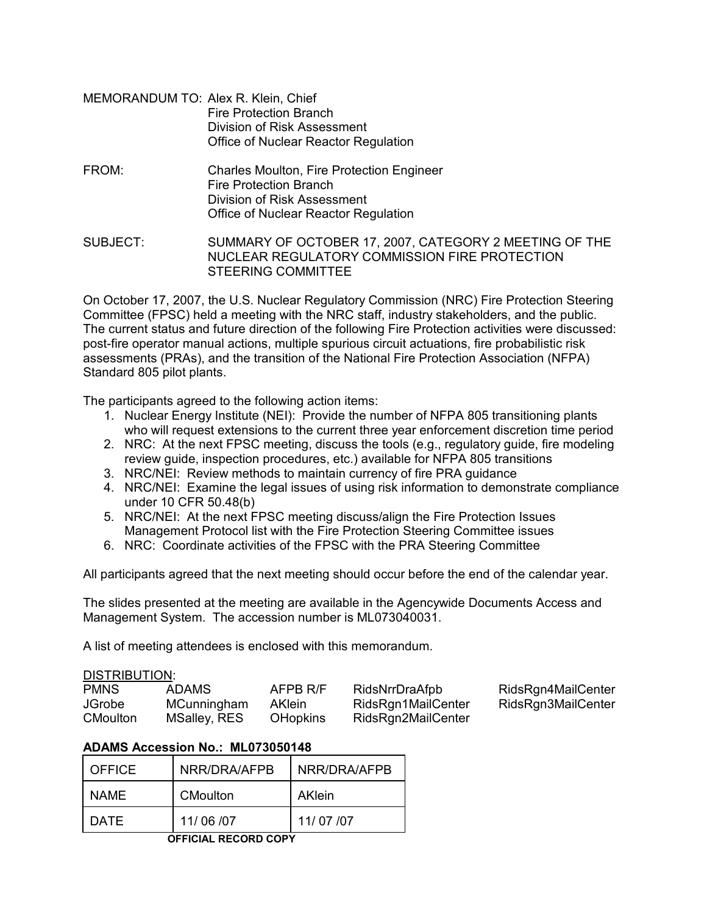MEMORANDUM TO: Alex R. Klein, Chief
Fire Protection Branch
Division of Risk Assessment
Office of Nuclear Reactor Regulation

FROM: Charles Moulton, Fire Protection Engineer
Fire Protection Branch
Division of Risk Assessment
Office of Nuclear Reactor Regulation

SUBJECT: SUMMARY OF OCTOBER 17, 2007, CATEGORY 2 MEETING OF THE NUCLEAR REGULATORY COMMISSION FIRE PROTECTION STEERING COMMITTEE

On October 17, 2007, the U.S. Nuclear Regulatory Commission (NRC) Fire Protection Steering Committee (FPSC) held a meeting with the NRC staff, industry stakeholders, and the public. The current status and future direction of the following Fire Protection activities were discussed: post-fire operator manual actions, multiple spurious circuit actuations, fire probabilistic risk assessments (PRAs), and the transition of the National Fire Protection Association (NFPA) Standard 805 pilot plants.

The participants agreed to the following action items:

1. Nuclear Energy Institute (NEI): Provide the number of NFPA 805 transitioning plants who will request extensions to the current three year enforcement discretion time period
2. NRC: At the next FPSC meeting, discuss the tools (e.g., regulatory guide, fire modeling review guide, inspection procedures, etc.) available for NFPA 805 transitions
3. NRC/NEI: Review methods to maintain currency of fire PRA guidance
4. NRC/NEI: Examine the legal issues of using risk information to demonstrate compliance under 10 CFR 50.48(b)
5. NRC/NEI: At the next FPSC meeting discuss/align the Fire Protection Issues Management Protocol list with the Fire Protection Steering Committee issues
6. NRC: Coordinate activities of the FPSC with the PRA Steering Committee

All participants agreed that the next meeting should occur before the end of the calendar year.

The slides presented at the meeting are available in the Agencywide Documents Access and Management System. The accession number is ML073040031.

A list of meeting attendees is enclosed with this memorandum.

DISTRIBUTION:

| PMNS | ADAMS | AFPB R/F | RidsNrrDraAfpb | RidsRgn4MailCenter |
|---|---|---|---|---|
| JGrobe | MCunningham | AKlein | RidsRgn1MailCenter | RidsRgn3MailCenter |
| CMoulton | MSalley, RES | OHopkins | RidsRgn2MailCenter | |

**ADAMS Accession No.: ML073050148**

| OFFICE | NRR/DRA/AFPB | NRR/DRA/AFPB |
|---|---|---|
| NAME | CMoulton | AKlein |
| DATE | 11/ 06 /07 | 11/ 07 /07 |

**OFFICIAL RECORD COPY**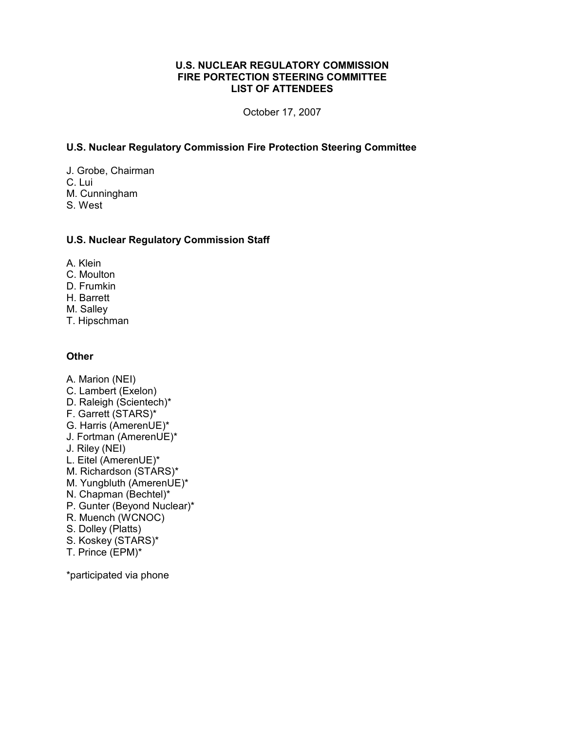**U.S. NUCLEAR REGULATORY COMMISSION**
**FIRE PORTECTION STEERING COMMITTEE**
**LIST OF ATTENDEES**

October 17, 2007

### U.S. Nuclear Regulatory Commission Fire Protection Steering Committee

J. Grobe, Chairman
C. Lui
M. Cunningham
S. West

### U.S. Nuclear Regulatory Commission Staff

A. Klein
C. Moulton
D. Frumkin
H. Barrett
M. Salley
T. Hipschman

### Other

A. Marion (NEI)
C. Lambert (Exelon)
D. Raleigh (Scientech)*
F. Garrett (STARS)*
G. Harris (AmerenUE)*
J. Fortman (AmerenUE)*
J. Riley (NEI)
L. Eitel (AmerenUE)*
M. Richardson (STARS)*
M. Yungbluth (AmerenUE)*
N. Chapman (Bechtel)*
P. Gunter (Beyond Nuclear)*
R. Muench (WCNOC)
S. Dolley (Platts)
S. Koskey (STARS)*
T. Prince (EPM)*

*participated via phone